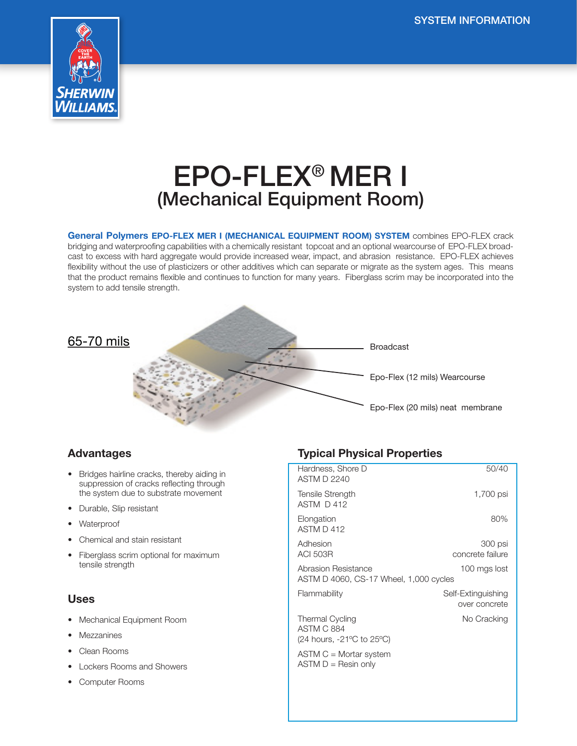SYSTEM INFORMATION

# EPO-FLEX® MER I
## (Mechanical Equipment Room)

**General Polymers EPO-FLEX MER I (MECHANICAL EQUIPMENT ROOM) SYSTEM** combines EPO-FLEX crack bridging and waterproofing capabilities with a chemically resistant topcoat and an optional wearcourse of EPO-FLEX broadcast to excess with hard aggregate would provide increased wear, impact, and abrasion resistance. EPO-FLEX achieves flexibility without the use of plasticizers or other additives which can separate or migrate as the system ages. This means that the product remains flexible and continues to function for many years. Fiberglass scrim may be incorporated into the system to add tensile strength.

65-70 mils

- Broadcast
- Epo-Flex (12 mils) Wearcourse
- Epo-Flex (20 mils) neat membrane

## Advantages

- Bridges hairline cracks, thereby aiding in suppression of cracks reflecting through the system due to substrate movement
- Durable, Slip resistant
- Waterproof
- Chemical and stain resistant
- Fiberglass scrim optional for maximum tensile strength

## Uses

- Mechanical Equipment Room
- Mezzanines
- Clean Rooms
- Lockers Rooms and Showers
- Computer Rooms

## Typical Physical Properties

| Property | Value |
|---|---|
| Hardness, Shore D<br>ASTM D 2240 | 50/40 |
| Tensile Strength<br>ASTM D 412 | 1,700 psi |
| Elongation<br>ASTM D 412 | 80% |
| Adhesion<br>ACI 503R | 300 psi<br>concrete failure |
| Abrasion Resistance<br>ASTM D 4060, CS-17 Wheel, 1,000 cycles | 100 mgs lost |
| Flammability | Self-Extinguishing over concrete |
| Thermal Cycling<br>ASTM C 884<br>(24 hours, -21ºC to 25ºC) | No Cracking |

ASTM C = Mortar system
ASTM D = Resin only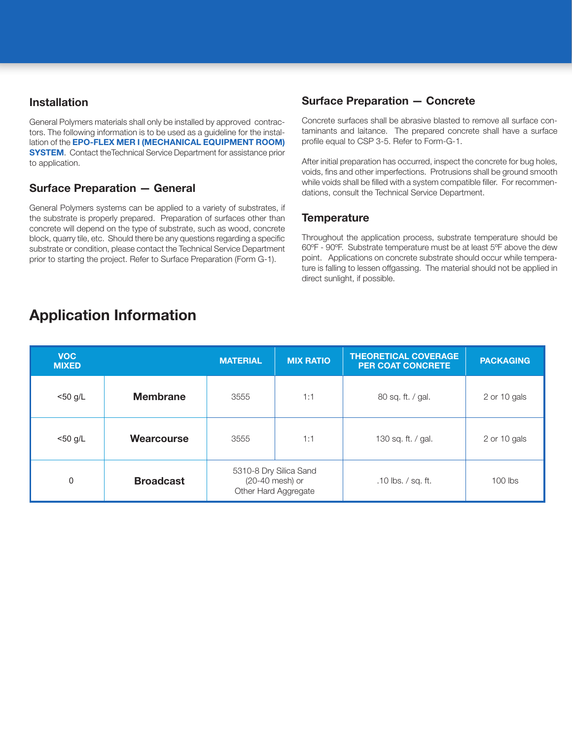## Installation

General Polymers materials shall only be installed by approved contractors. The following information is to be used as a guideline for the installation of the **EPO-FLEX MER I (MECHANICAL EQUIPMENT ROOM) SYSTEM**. Contact theTechnical Service Department for assistance prior to application.

## Surface Preparation — General

General Polymers systems can be applied to a variety of substrates, if the substrate is properly prepared. Preparation of surfaces other than concrete will depend on the type of substrate, such as wood, concrete block, quarry tile, etc. Should there be any questions regarding a specific substrate or condition, please contact the Technical Service Department prior to starting the project. Refer to Surface Preparation (Form G-1).

## Surface Preparation — Concrete

Concrete surfaces shall be abrasive blasted to remove all surface contaminants and laitance. The prepared concrete shall have a surface profile equal to CSP 3-5. Refer to Form-G-1.

After initial preparation has occurred, inspect the concrete for bug holes, voids, fins and other imperfections. Protrusions shall be ground smooth while voids shall be filled with a system compatible filler. For recommendations, consult the Technical Service Department.

## Temperature

Throughout the application process, substrate temperature should be 60ºF - 90ºF. Substrate temperature must be at least 5ºF above the dew point. Applications on concrete substrate should occur while temperature is falling to lessen offgassing. The material should not be applied in direct sunlight, if possible.

# Application Information

| VOC MIXED | | MATERIAL | MIX RATIO | THEORETICAL COVERAGE PER COAT CONCRETE | PACKAGING |
|---|---|---|---|---|---|
| <50 g/L | **Membrane** | 3555 | 1:1 | 80 sq. ft. / gal. | 2 or 10 gals |
| <50 g/L | **Wearcourse** | 3555 | 1:1 | 130 sq. ft. / gal. | 2 or 10 gals |
| 0 | **Broadcast** | 5310-8 Dry Silica Sand (20-40 mesh) or Other Hard Aggregate | | .10 lbs. / sq. ft. | 100 lbs |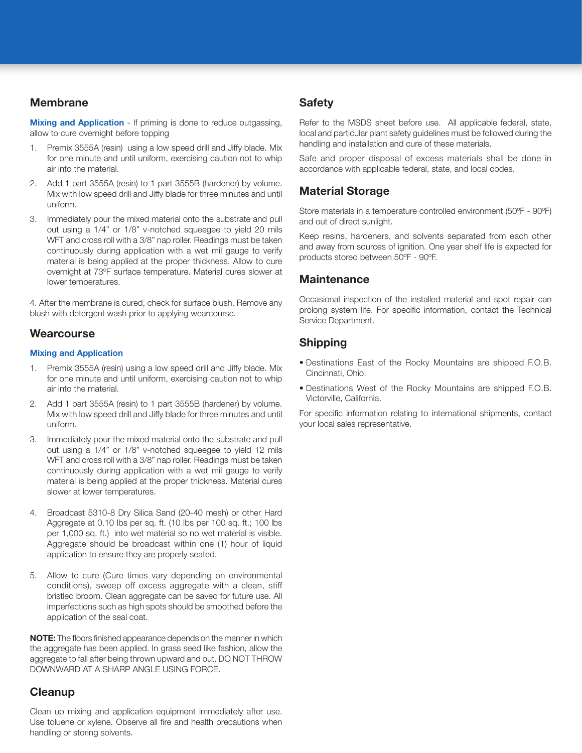## Membrane

**Mixing and Application** - If priming is done to reduce outgassing, allow to cure overnight before topping

1. Premix 3555A (resin) using a low speed drill and Jiffy blade. Mix for one minute and until uniform, exercising caution not to whip air into the material.
2. Add 1 part 3555A (resin) to 1 part 3555B (hardener) by volume. Mix with low speed drill and Jiffy blade for three minutes and until uniform.
3. Immediately pour the mixed material onto the substrate and pull out using a 1/4" or 1/8" v-notched squeegee to yield 20 mils WFT and cross roll with a 3/8" nap roller. Readings must be taken continuously during application with a wet mil gauge to verify material is being applied at the proper thickness. Allow to cure overnight at 73ºF surface temperature. Material cures slower at lower temperatures.

4. After the membrane is cured, check for surface blush. Remove any blush with detergent wash prior to applying wearcourse.

## Wearcourse

### Mixing and Application

1. Premix 3555A (resin) using a low speed drill and Jiffy blade. Mix for one minute and until uniform, exercising caution not to whip air into the material.
2. Add 1 part 3555A (resin) to 1 part 3555B (hardener) by volume. Mix with low speed drill and Jiffy blade for three minutes and until uniform.
3. Immediately pour the mixed material onto the substrate and pull out using a 1/4" or 1/8" v-notched squeegee to yield 12 mils WFT and cross roll with a 3/8" nap roller. Readings must be taken continuously during application with a wet mil gauge to verify material is being applied at the proper thickness. Material cures slower at lower temperatures.
4. Broadcast 5310-8 Dry Silica Sand (20-40 mesh) or other Hard Aggregate at 0.10 lbs per sq. ft. (10 lbs per 100 sq. ft.; 100 lbs per 1,000 sq. ft.) into wet material so no wet material is visible. Aggregate should be broadcast within one (1) hour of liquid application to ensure they are properly seated.
5. Allow to cure (Cure times vary depending on environmental conditions), sweep off excess aggregate with a clean, stiff bristled broom. Clean aggregate can be saved for future use. All imperfections such as high spots should be smoothed before the application of the seal coat.

**NOTE:** The floors finished appearance depends on the manner in which the aggregate has been applied. In grass seed like fashion, allow the aggregate to fall after being thrown upward and out. DO NOT THROW DOWNWARD AT A SHARP ANGLE USING FORCE.

## Cleanup

Clean up mixing and application equipment immediately after use. Use toluene or xylene. Observe all fire and health precautions when handling or storing solvents.

## Safety

Refer to the MSDS sheet before use. All applicable federal, state, local and particular plant safety guidelines must be followed during the handling and installation and cure of these materials.

Safe and proper disposal of excess materials shall be done in accordance with applicable federal, state, and local codes.

## Material Storage

Store materials in a temperature controlled environment (50ºF - 90ºF) and out of direct sunlight.

Keep resins, hardeners, and solvents separated from each other and away from sources of ignition. One year shelf life is expected for products stored between 50ºF - 90ºF.

## Maintenance

Occasional inspection of the installed material and spot repair can prolong system life. For specific information, contact the Technical Service Department.

## Shipping

- Destinations East of the Rocky Mountains are shipped F.O.B. Cincinnati, Ohio.
- Destinations West of the Rocky Mountains are shipped F.O.B. Victorville, California.

For specific information relating to international shipments, contact your local sales representative.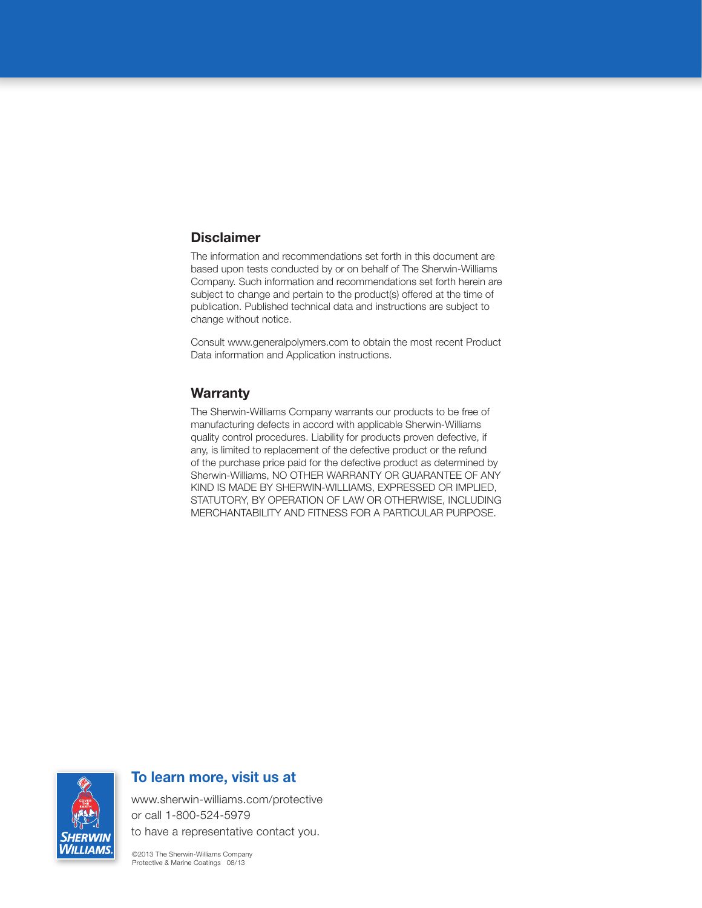## Disclaimer

The information and recommendations set forth in this document are based upon tests conducted by or on behalf of The Sherwin-Williams Company. Such information and recommendations set forth herein are subject to change and pertain to the product(s) offered at the time of publication. Published technical data and instructions are subject to change without notice.

Consult www.generalpolymers.com to obtain the most recent Product Data information and Application instructions.

## Warranty

The Sherwin-Williams Company warrants our products to be free of manufacturing defects in accord with applicable Sherwin-Williams quality control procedures. Liability for products proven defective, if any, is limited to replacement of the defective product or the refund of the purchase price paid for the defective product as determined by Sherwin-Williams, NO OTHER WARRANTY OR GUARANTEE OF ANY KIND IS MADE BY SHERWIN-WILLIAMS, EXPRESSED OR IMPLIED, STATUTORY, BY OPERATION OF LAW OR OTHERWISE, INCLUDING MERCHANTABILITY AND FITNESS FOR A PARTICULAR PURPOSE.

## To learn more, visit us at

www.sherwin-williams.com/protective
or call 1-800-524-5979
to have a representative contact you.

©2013 The Sherwin-Williams Company
Protective & Marine Coatings 08/13